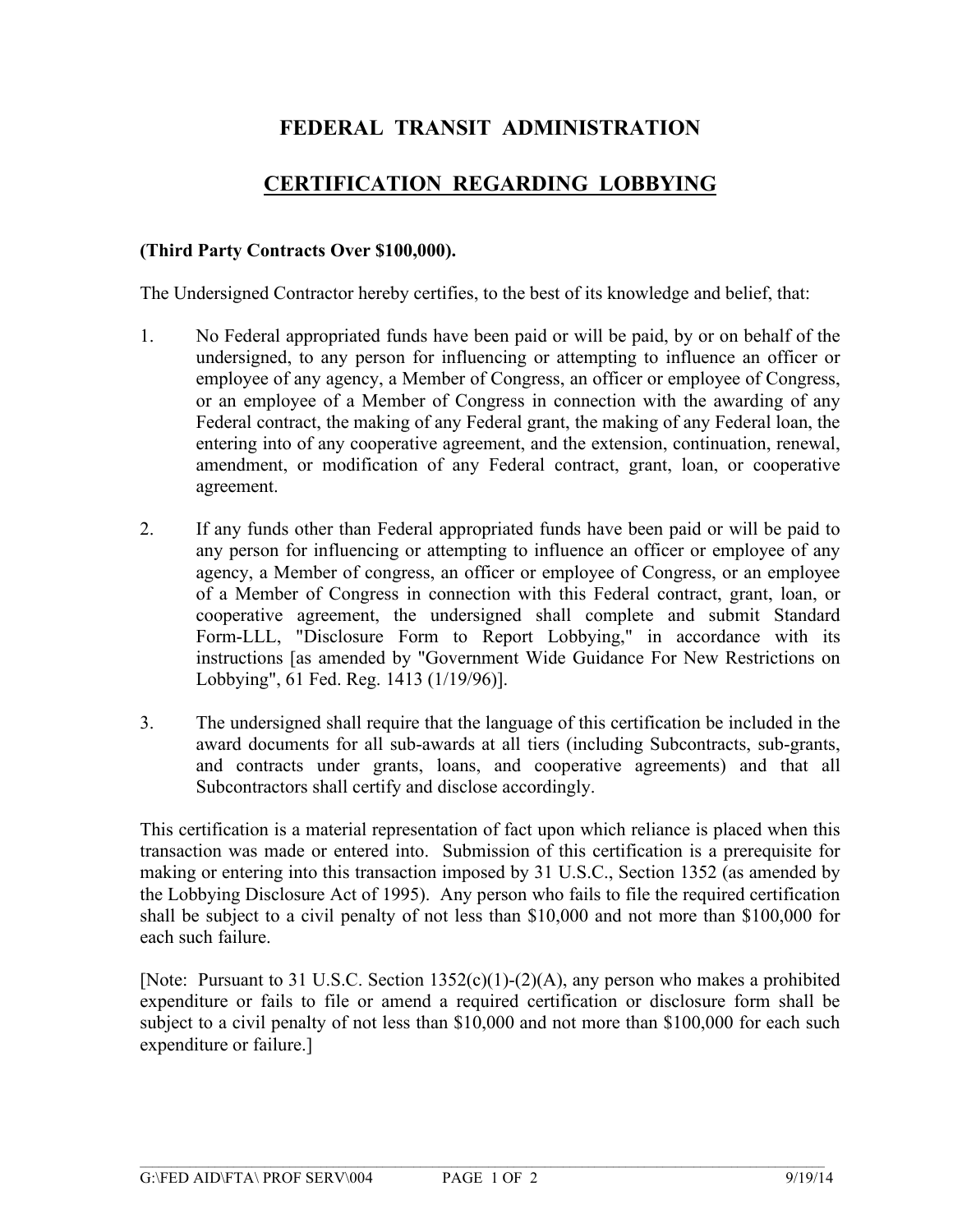# FEDERAL TRANSIT ADMINISTRATION

## CERTIFICATION REGARDING LOBBYING

**(Third Party Contracts Over $100,000).**

The Undersigned Contractor hereby certifies, to the best of its knowledge and belief, that:

1. No Federal appropriated funds have been paid or will be paid, by or on behalf of the undersigned, to any person for influencing or attempting to influence an officer or employee of any agency, a Member of Congress, an officer or employee of Congress, or an employee of a Member of Congress in connection with the awarding of any Federal contract, the making of any Federal grant, the making of any Federal loan, the entering into of any cooperative agreement, and the extension, continuation, renewal, amendment, or modification of any Federal contract, grant, loan, or cooperative agreement.

2. If any funds other than Federal appropriated funds have been paid or will be paid to any person for influencing or attempting to influence an officer or employee of any agency, a Member of congress, an officer or employee of Congress, or an employee of a Member of Congress in connection with this Federal contract, grant, loan, or cooperative agreement, the undersigned shall complete and submit Standard Form-LLL, "Disclosure Form to Report Lobbying," in accordance with its instructions [as amended by "Government Wide Guidance For New Restrictions on Lobbying", 61 Fed. Reg. 1413 (1/19/96)].

3. The undersigned shall require that the language of this certification be included in the award documents for all sub-awards at all tiers (including Subcontracts, sub-grants, and contracts under grants, loans, and cooperative agreements) and that all Subcontractors shall certify and disclose accordingly.

This certification is a material representation of fact upon which reliance is placed when this transaction was made or entered into. Submission of this certification is a prerequisite for making or entering into this transaction imposed by 31 U.S.C., Section 1352 (as amended by the Lobbying Disclosure Act of 1995). Any person who fails to file the required certification shall be subject to a civil penalty of not less than $10,000 and not more than $100,000 for each such failure.

[Note: Pursuant to 31 U.S.C. Section 1352(c)(1)-(2)(A), any person who makes a prohibited expenditure or fails to file or amend a required certification or disclosure form shall be subject to a civil penalty of not less than $10,000 and not more than $100,000 for each such expenditure or failure.]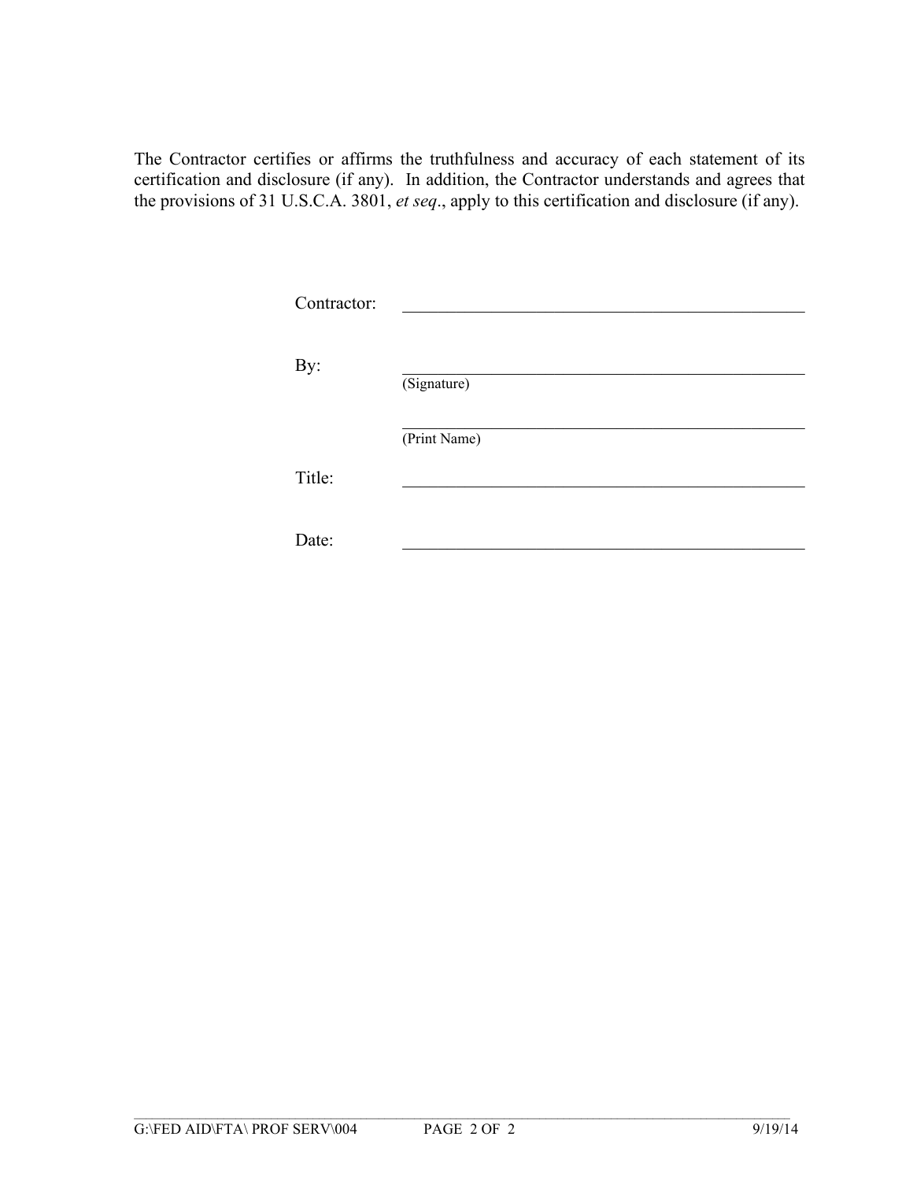The Contractor certifies or affirms the truthfulness and accuracy of each statement of its certification and disclosure (if any). In addition, the Contractor understands and agrees that the provisions of 31 U.S.C.A. 3801, *et seq*., apply to this certification and disclosure (if any).

Contractor: ______________________________________________

By: ______________________________________________
(Signature)

______________________________________________
(Print Name)

Title: ______________________________________________

Date: ______________________________________________